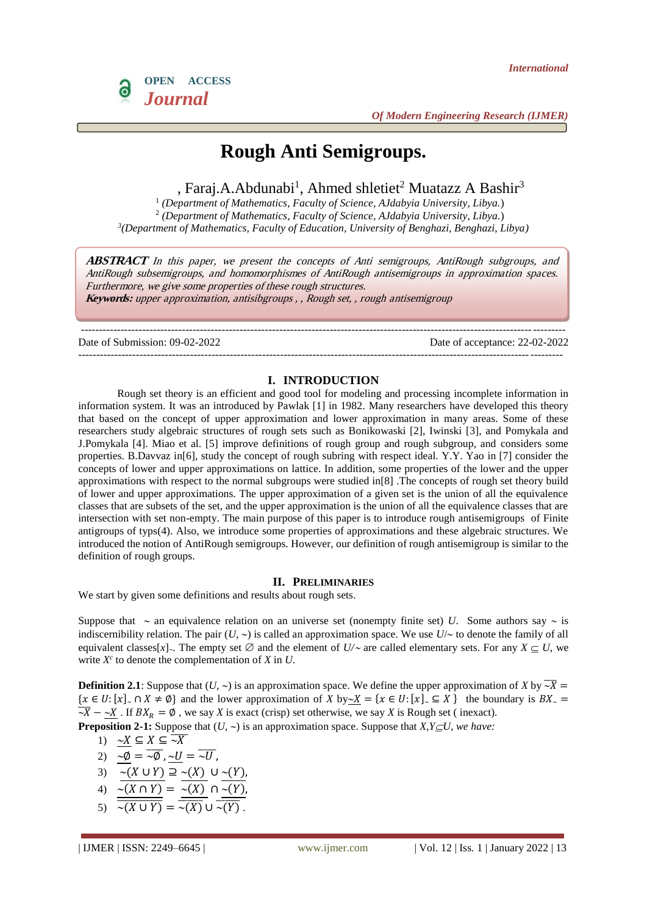# Rough Anti Semigroups.

, Faraj.A.Abdunabi[1], Ahmed shletiet[2] Muatazz A Bashir[3]

[1] *(Department of Mathematics, Faculty of Science, AJdabyia University, Libya.)*
[2] *(Department of Mathematics, Faculty of Science, AJdabyia University, Libya.)*
[3] *(Department of Mathematics, Faculty of Education, University of Benghazi, Benghazi, Libya)*

***ABSTRACT*** *In this paper, we present the concepts of Anti semigroups, AntiRough subgroups, and AntiRough subsemigroups, and homomorphismes of AntiRough antisemigroups in approximation spaces. Furthermore, we give some properties of these rough structures.*

***Keywords:*** *upper approximation, antisibgroups , , Rough set, , rough antisemigroup*

---

Date of Submission: 09-02-2022 Date of acceptance: 22-02-2022

---

## I. INTRODUCTION

Rough set theory is an efficient and good tool for modeling and processing incomplete information in information system. It was an introduced by Pawlak [1] in 1982. Many researchers have developed this theory that based on the concept of upper approximation and lower approximation in many areas. Some of these researchers study algebraic structures of rough sets such as Bonikowaski [2], Iwinski [3], and Pomykala and J.Pomykala [4]. Miao et al. [5] improve definitions of rough group and rough subgroup, and considers some properties. B.Davvaz in[6], study the concept of rough subring with respect ideal. Y.Y. Yao in [7] consider the concepts of lower and upper approximations on lattice. In addition, some properties of the lower and the upper approximations with respect to the normal subgroups were studied in[8] .The concepts of rough set theory build of lower and upper approximations. The upper approximation of a given set is the union of all the equivalence classes that are subsets of the set, and the upper approximation is the union of all the equivalence classes that are intersection with set non-empty. The main purpose of this paper is to introduce rough antisemigroups of Finite antigroups of typs(4). Also, we introduce some properties of approximations and these algebraic structures. We introduced the notion of AntiRough semigroups. However, our definition of rough antisemigroup is similar to the definition of rough groups.

## II. PRELIMINARIES

We start by given some definitions and results about rough sets.

Suppose that $\sim$ an equivalence relation on an universe set (nonempty finite set) $U$. Some authors say $\sim$ is indiscernibility relation. The pair $(U, \sim)$ is called an approximation space. We use $U/\sim$ to denote the family of all equivalent classes$[x]_\sim$. The empty set $\varnothing$ and the element of $U/\sim$ are called elementary sets. For any $X \subseteq U$, we write $X^c$ to denote the complementation of $X$ in $U$.

**Definition 2.1**: Suppose that $(U, \sim)$ is an approximation space. We define the upper approximation of $X$ by $\overline{\sim X} = \{x \in U: [x]_\sim \cap X \neq \emptyset\}$ and the lower approximation of $X$ by $\underline{\sim X} = \{x \in U: [x]_\sim \subseteq X\}$ the boundary is $BX_\sim = \overline{\sim X} - \underline{\sim X}$ . If $BX_R = \emptyset$ , we say $X$ is exact (crisp) set otherwise, we say $X$ is Rough set ( inexact).

**Preposition 2-1:** Suppose that $(U, \sim)$ is an approximation space. Suppose that $X,Y \subseteq U$, *we have:*

1) $\underline{\sim X} \subseteq X \subseteq \overline{\sim X}$
2) $\underline{\sim\emptyset} = \overline{\sim\emptyset}$ , $\underline{\sim U} = \overline{\sim U}$ ,
3) $\underline{\sim(X \cup Y)} \supseteq \underline{\sim(X)} \cup \underline{\sim(Y)}$,
4) $\underline{\sim(X \cap Y)} = \underline{\sim(X)} \cap \underline{\sim(Y)}$,
5) $\overline{\sim(X \cup Y)} = \overline{\sim(X)} \cup \overline{\sim(Y)}$ .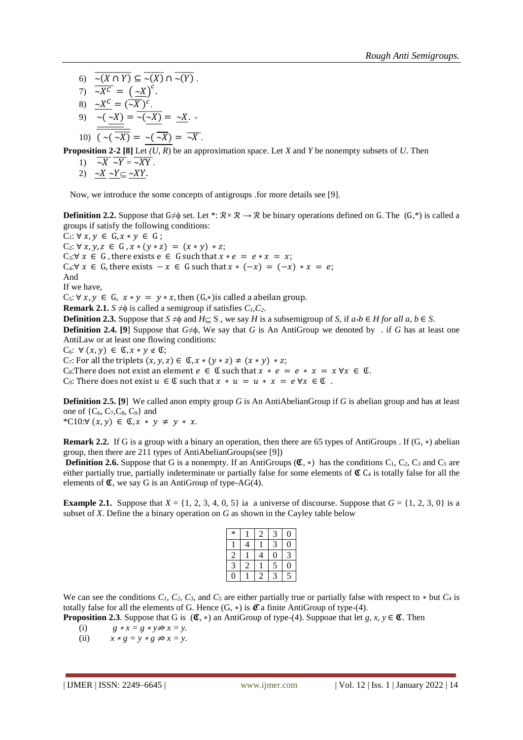6) $\overline{\sim(X \cap Y)} \subseteq \overline{\sim(X)} \cap \overline{\sim(Y)}$.

7) $\overline{\sim X^c} = \left(\underline{\sim X}\right)^c$.

8) $\underline{\sim X^c} = \left(\overline{\sim X}\right)^c$.

9) $\overline{\sim(\underline{\sim X})} = \underline{\sim(\underline{\sim X})} = \underline{\sim X}$. -

10) $\overline{(\sim(\overline{\sim X})} = \underline{\sim(\overline{\sim X})} = \overline{\sim X}$.

**Proposition 2-2 [8]** Let $(U, R)$ be an approximation space. Let $X$ and $Y$ be nonempty subsets of $U$. Then

1) $\overline{\sim X}\ \overline{\sim Y} = \overline{\sim XY}$.
2) $\underline{\sim X}\ \underline{\sim Y} \subseteq \underline{\sim XY}$.

Now, we introduce the some concepts of antigroups .for more details see [9].

**Definition 2.2.** Suppose that $G \neq \phi$ set. Let $*: \mathcal{R} \times \mathcal{R} \rightarrow \mathcal{R}$ be binary operations defined on G. The $(G,*)$ is called a groups if satisfy the following conditions:

$C_1$: $\forall\, x, y \in G, x * y \in G$;

$C_2$: $\forall\, x, y, z \in G, x * (y * z) = (x * y) * z$;

$C_3$: $\forall\, x \in G$, there exists $e \in G$ such that $x * e = e * x = x$;

$C_4$: $\forall\, x \in G$, there exists $-x \in G$ such that $x * (-x) = (-x) * x = e$;

And

If we have,

$C_5$: $\forall\, x, y \in G$, $x * y = y * x$, then $(G,*)$is called a abeilan group.

**Remark 2.1.** $S \neq \phi$ is called a semigroup if satisfies $C_1$,$C_2$.

**Definition 2.3.** Suppose that $S \neq \phi$ and $H \subseteq S$ , we say $H$ is a subsemigroup of $S$, if $a*b \in H$ *for all* $a, b \in S$.

**Definition 2.4. [9]** Suppose that $G \neq \phi$, We say that $G$ is An AntiGroup we denoted by . if $G$ has at least one AntiLaw or at least one flowing conditions:

$C_6$: $\forall\, (x, y) \in \mathfrak{C}, x * y \notin \mathfrak{C}$;

$C_7$: For all the triplets $(x, y, z) \in \mathfrak{C}, x * (y * z) \neq (x * y) * z$;

$C_8$:There does not exist an element $e \in \mathfrak{C}$ such that $x * e = e * x = x\ \forall x \in \mathfrak{C}$.

$C_9$: There does not exist $u \in \mathfrak{C}$ such that $x * u = u * x = e\ \forall x \in \mathfrak{C}$ .

**Definition 2.5. [9]** We called anon empty group $G$ is An AntiAbelianGroup if $G$ is abelian group and has at least one of $\{C_6, C_7, C_8, C_9\}$ and

*C10:$\forall\, (x, y) \in \mathfrak{C}, x * y \neq y * x$.

**Remark 2.2.** If G is a group with a binary an operation, then there are 65 types of AntiGroups . If (G, $*$) abelian group, then there are 211 types of AntiAbelianGroups(see [9])

**Definition 2.6.** Suppose that G is a nonempty. If an AntiGroups $(\mathfrak{C}, *)$ has the conditions $C_1$, $C_2$, $C_3$ and $C_5$ are either partially true, partially indeterminate or partially false for some elements of $\mathfrak{C}$ $C_4$ is totally false for all the elements of $\mathfrak{C}$, we say G is an AntiGroup of type-AG(4).

**Example 2.1.** Suppose that $X = \{1, 2, 3, 4, 0, 5\}$ ia a universe of discourse. Suppose that $G = \{1, 2, 3, 0\}$ is a subset of $X$. Define the a binary operation on $G$ as shown in the Cayley table below

| * | 1 | 2 | 3 | 0 |
|---|---|---|---|---|
| 1 | 4 | 1 | 3 | 0 |
| 2 | 1 | 4 | 0 | 3 |
| 3 | 2 | 1 | 5 | 0 |
| 0 | 1 | 2 | 3 | 5 |

We can see the conditions $C_1$, $C_2$, $C_3$, and $C_5$ are either partially true or partially false with respect to $*$ but $C_4$ is totally false for all the elements of G. Hence (G, $*$) is $\mathfrak{C}$ a finite AntiGroup of type-(4).

**Proposition 2.3**. Suppose that G is $(\mathfrak{C}, *)$ an AntiGroup of type-(4). Suppoae that let $g, x, y \in \mathfrak{C}$. Then

(i) $g * x = g * y \nRightarrow x = y$.

(ii) $x * g = y * g \nRightarrow x = y$.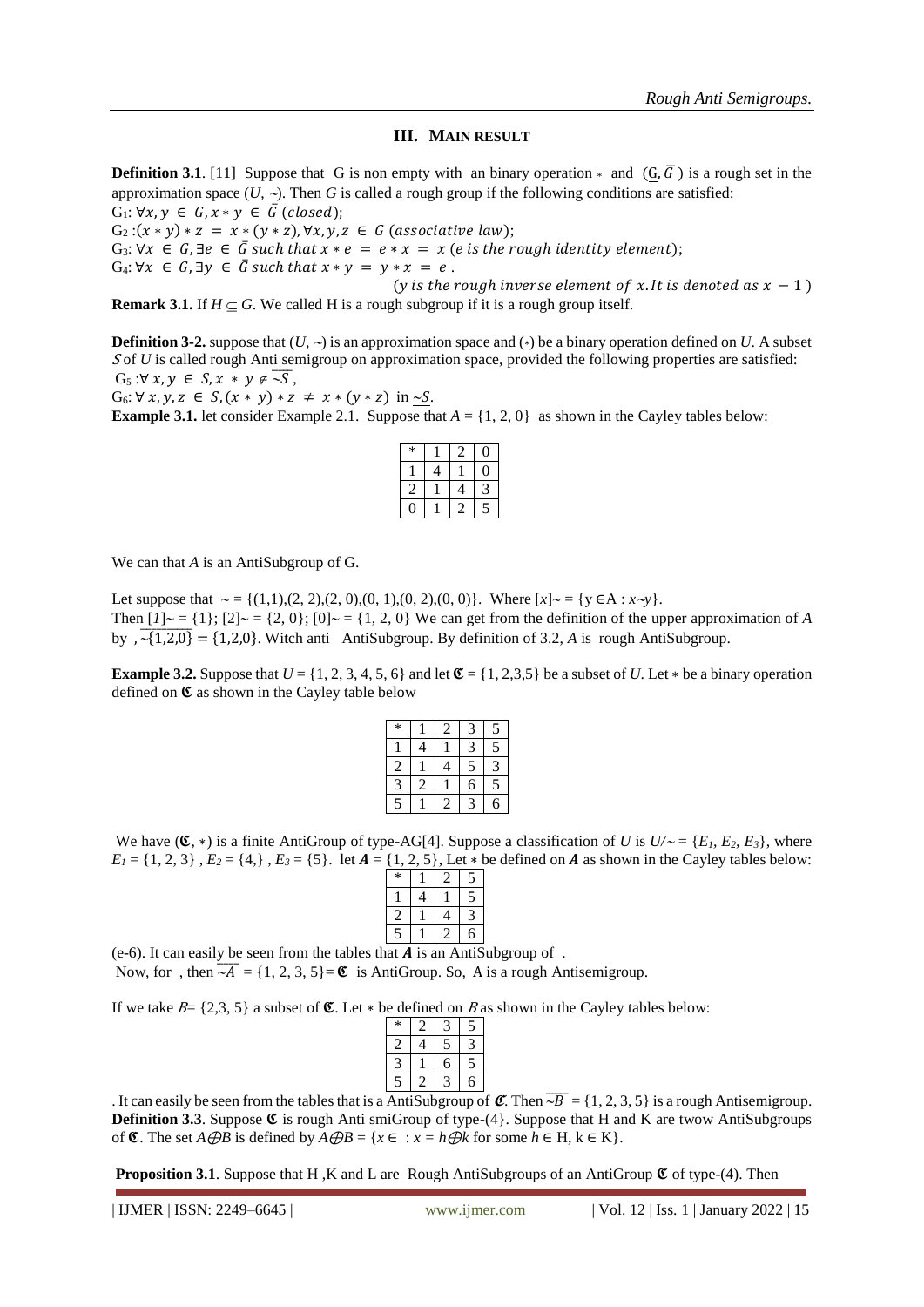## III. MAIN RESULT

**Definition 3.1**. [11] Suppose that G is non empty with an binary operation $*$ and $(\underline{G}, \bar{G})$ is a rough set in the approximation space $(U, \sim)$. Then $G$ is called a rough group if the following conditions are satisfied:

$G_1$: $\forall x, y \in G, x * y \in \bar{G}$ (*closed*);

$G_2$: $(x * y) * z = x * (y * z), \forall x, y, z \in G$ (*associative law*);

$G_3$: $\forall x \in G, \exists e \in \bar{G}$ *such that* $x * e = e * x = x$ (*e is the rough identity element*);

$G_4$: $\forall x \in G, \exists y \in \bar{G}$ *such that* $x * y = y * x = e$.

($y$ *is the rough inverse element of* $x$. *It is denoted as* $x - 1$)

**Remark 3.1.** If $H \subseteq G$. We called H is a rough subgroup if it is a rough group itself.

**Definition 3-2.** suppose that $(U, \sim)$ is an approximation space and $(*)$ be a binary operation defined on $U$. A subset $S$ of $U$ is called rough Anti semigroup on approximation space, provided the following properties are satisfied:

$G_5$: $\forall x, y \in S, x * y \notin \overline{\sim S}$,

$G_6$: $\forall x, y, z \in S, (x * y) * z \neq x * (y * z)$ in $\underline{\sim S}$.

**Example 3.1.** let consider Example 2.1. Suppose that $A = \{1, 2, 0\}$ as shown in the Cayley tables below:

| * | 1 | 2 | 0 |
|---|---|---|---|
| 1 | 4 | 1 | 0 |
| 2 | 1 | 4 | 3 |
| 0 | 1 | 2 | 5 |

We can that $A$ is an AntiSubgroup of G.

Let suppose that $\sim = \{(1,1),(2, 2),(2, 0),(0, 1),(0, 2),(0, 0)\}$. Where $[x]_\sim = \{y \in A : x \sim y\}$.

Then $[1]_\sim = \{1\}$; $[2]_\sim = \{2, 0\}$; $[0]_\sim = \{1, 2, 0\}$ We can get from the definition of the upper approximation of $A$ by , $\overline{\sim\{1,2,0\}} = \{1,2,0\}$. Witch anti AntiSubgroup. By definition of 3.2, $A$ is rough AntiSubgroup.

**Example 3.2.** Suppose that $U = \{1, 2, 3, 4, 5, 6\}$ and let $\mathfrak{C} = \{1, 2,3,5\}$ be a subset of $U$. Let $*$ be a binary operation defined on $\mathfrak{C}$ as shown in the Cayley table below

| * | 1 | 2 | 3 | 5 |
|---|---|---|---|---|
| 1 | 4 | 1 | 3 | 5 |
| 2 | 1 | 4 | 5 | 3 |
| 3 | 2 | 1 | 6 | 5 |
| 5 | 1 | 2 | 3 | 6 |

We have $(\mathfrak{C}, *)$ is a finite AntiGroup of type-AG[4]. Suppose a classification of $U$ is $U/\sim = \{E_1, E_2, E_3\}$, where $E_1 = \{1, 2, 3\}$ , $E_2 = \{4,\}$ , $E_3 = \{5\}$. let $\boldsymbol{A} = \{1, 2, 5\}$, Let $*$ be defined on $\boldsymbol{A}$ as shown in the Cayley tables below:

| * | 1 | 2 | 5 |
|---|---|---|---|
| 1 | 4 | 1 | 5 |
| 2 | 1 | 4 | 3 |
| 5 | 1 | 2 | 6 |

(e-6). It can easily be seen from the tables that $\boldsymbol{A}$ is an AntiSubgroup of .
Now, for , then $\overline{\sim A} = \{1, 2, 3, 5\} = \mathfrak{C}$ is AntiGroup. So, A is a rough Antisemigroup.

If we take $B = \{2,3, 5\}$ a subset of $\mathfrak{C}$. Let $*$ be defined on $B$ as shown in the Cayley tables below:

| * | 2 | 3 | 5 |
|---|---|---|---|
| 2 | 4 | 5 | 3 |
| 3 | 1 | 6 | 5 |
| 5 | 2 | 3 | 6 |

. It can easily be seen from the tables that is a AntiSubgroup of $\mathfrak{C}$. Then $\overline{\sim B} = \{1, 2, 3, 5\}$ is a rough Antisemigroup.

**Definition 3.3**. Suppose $\mathfrak{C}$ is rough Anti smiGroup of type-(4}. Suppose that H and K are twow AntiSubgroups of $\mathfrak{C}$. The set $A \oplus B$ is defined by $A \oplus B = \{x \in \ : x = h \oplus k$ for some $h \in H, k \in K\}$.

**Proposition 3.1**. Suppose that H ,K and L are Rough AntiSubgroups of an AntiGroup $\mathfrak{C}$ of type-(4). Then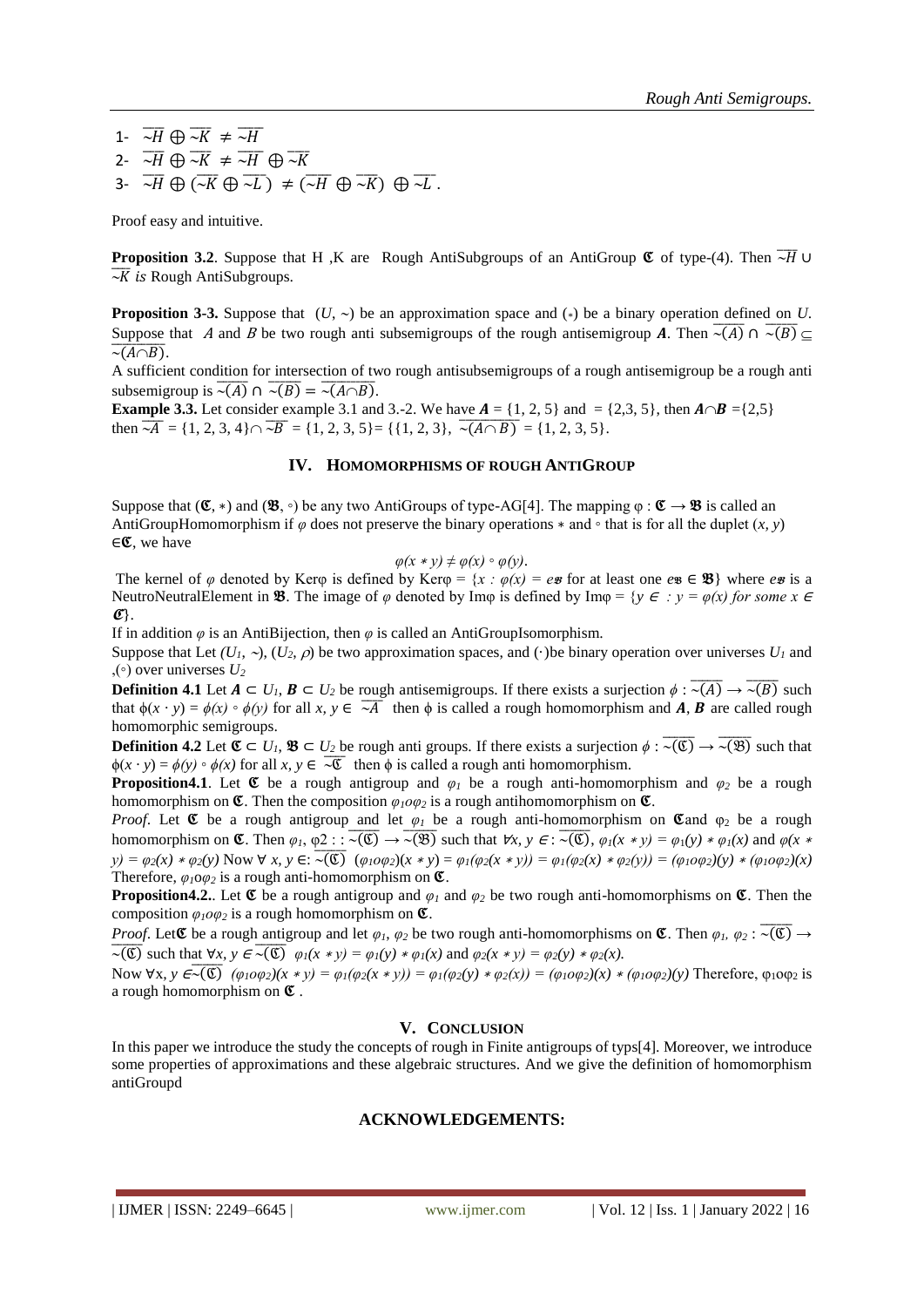1- $\overline{\sim H} \oplus \overline{\sim K} \neq \overline{\sim H}$

2- $\overline{\sim H} \oplus \overline{\sim K} \neq \overline{\sim H} \oplus \overline{\sim K}$

3- $\overline{\sim H} \oplus (\overline{\sim K} \oplus \overline{\sim L}) \neq (\overline{\sim H} \oplus \overline{\sim K}) \oplus \overline{\sim L}$.

Proof easy and intuitive.

**Proposition 3.2**. Suppose that H ,K are Rough AntiSubgroups of an AntiGroup $\mathfrak{C}$ of type-(4). Then $\overline{\sim H} \cup \overline{\sim K}$ *is* Rough AntiSubgroups.

**Proposition 3-3.** Suppose that $(U, \sim)$ be an approximation space and $(*)$ be a binary operation defined on $U$. Suppose that $A$ and $B$ be two rough anti subsemigroups of the rough antisemigroup $\boldsymbol{A}$. Then $\overline{\sim(A)} \cap \overline{\sim(B)} \subseteq \overline{\sim(A \cap B)}$.

A sufficient condition for intersection of two rough antisubsemigroups of a rough antisemigroup be a rough anti subsemigroup is $\overline{\sim(A)} \cap \overline{\sim(B)} = \overline{\sim(A \cap B)}$.

**Example 3.3.** Let consider example 3.1 and 3.-2. We have $\boldsymbol{A} = \{1, 2, 5\}$ and $= \{2,3, 5\}$, then $\boldsymbol{A} \cap \boldsymbol{B} = \{2,5\}$ then $\overline{\sim A} = \{1, 2, 3, 4\} \cap \overline{\sim B} = \{1, 2, 3, 5\} = \{\{1, 2, 3\}, \overline{\sim(A \cap B)} = \{1, 2, 3, 5\}$.

## IV. HOMOMORPHISMS OF ROUGH ANTIGROUP

Suppose that $(\mathfrak{C}, *)$ and $(\mathfrak{B}, \circ)$ be any two AntiGroups of type-AG[4]. The mapping $\varphi : \mathfrak{C} \to \mathfrak{B}$ is called an AntiGroupHomomorphism if $\varphi$ does not preserve the binary operations $*$ and $\circ$ that is for all the duplet $(x, y) \in \mathfrak{C}$, we have

$$\varphi(x * y) \neq \varphi(x) \circ \varphi(y).$$

The kernel of $\varphi$ denoted by Ker$\varphi$ is defined by Ker$\varphi = \{x : \varphi(x) = e_{\mathfrak{B}}$ for at least one $e_{\mathfrak{B}} \in \mathfrak{B}\}$ where $e_{\mathfrak{B}}$ is a NeutroNeutralElement in $\mathfrak{B}$. The image of $\varphi$ denoted by Im$\varphi$ is defined by Im$\varphi = \{y \in : y = \varphi(x)$ *for some* $x \in \mathfrak{C}\}$.

If in addition $\varphi$ is an AntiBijection, then $\varphi$ is called an AntiGroupIsomorphism.

Suppose that Let $(U_1, \sim)$, $(U_2, \rho)$ be two approximation spaces, and $(\cdot)$be binary operation over universes $U_1$ and ,$(\circ)$ over universes $U_2$

**Definition 4.1** Let $\boldsymbol{A} \subset U_1$, $\boldsymbol{B} \subset U_2$ be rough antisemigroups. If there exists a surjection $\phi : \overline{\sim(A)} \to \overline{\sim(B)}$ such that $\phi(x \cdot y) = \phi(x) \circ \phi(y)$ for all $x, y \in \overline{\sim A}$ then $\phi$ is called a rough homomorphism and $\boldsymbol{A}$, $\boldsymbol{B}$ are called rough homomorphic semigroups.

**Definition 4.2** Let $\mathfrak{C} \subset U_1$, $\mathfrak{B} \subset U_2$ be rough anti groups. If there exists a surjection $\phi : \overline{\sim(\mathfrak{C})} \to \overline{\sim(\mathfrak{B})}$ such that $\phi(x \cdot y) = \phi(y) \circ \phi(x)$ for all $x, y \in \overline{\sim\mathfrak{C}}$ then $\phi$ is called a rough anti homomorphism.

**Proposition4.1**. Let $\mathfrak{C}$ be a rough antigroup and $\varphi_1$ be a rough anti-homomorphism and $\varphi_2$ be a rough homomorphism on $\mathfrak{C}$. Then the composition $\varphi_1 o \varphi_2$ is a rough antihomomorphism on $\mathfrak{C}$.

*Proof.* Let $\mathfrak{C}$ be a rough antigroup and let $\varphi_1$ be a rough anti-homomorphism on $\mathfrak{C}$and $\varphi_2$ be a rough homomorphism on $\mathfrak{C}$. Then $\varphi_1$, $\varphi 2 : : \overline{\sim(\mathfrak{C})} \to \overline{\sim(\mathfrak{B})}$ such that $\forall x, y \in : \overline{\sim(\mathfrak{C})}$, $\varphi_1(x * y) = \varphi_1(y) * \varphi_1(x)$ and $\varphi(x * y) = \varphi_2(x) * \varphi_2(y)$ Now $\forall\ x, y \in : \overline{\sim(\mathfrak{C})}$ $(\varphi_1 o \varphi_2)(x * y) = \varphi_1(\varphi_2(x * y)) = \varphi_1(\varphi_2(x) * \varphi_2(y)) = (\varphi_1 o \varphi_2)(y) * (\varphi_1 o \varphi_2)(x)$ Therefore, $\varphi_1 o \varphi_2$ is a rough anti-homomorphism on $\mathfrak{C}$.

**Proposition4.2.**. Let $\mathfrak{C}$ be a rough antigroup and $\varphi_1$ and $\varphi_2$ be two rough anti-homomorphisms on $\mathfrak{C}$. Then the composition $\varphi_1 o \varphi_2$ is a rough homomorphism on $\mathfrak{C}$.

*Proof.* Let$\mathfrak{C}$ be a rough antigroup and let $\varphi_1$, $\varphi_2$ be two rough anti-homomorphisms on $\mathfrak{C}$. Then $\varphi_1, \varphi_2 : \overline{\sim(\mathfrak{C})} \to \overline{\sim(\mathfrak{C})}$ such that $\forall x, y \in \overline{\sim(\mathfrak{C})}$ $\varphi_1(x * y) = \varphi_1(y) * \varphi_1(x)$ and $\varphi_2(x * y) = \varphi_2(y) * \varphi_2(x)$.

Now $\forall x, y \in \overline{\sim(\mathfrak{C})}$ $(\varphi_1 o \varphi_2)(x * y) = \varphi_1(\varphi_2(x * y)) = \varphi_1(\varphi_2(y) * \varphi_2(x)) = (\varphi_1 o \varphi_2)(x) * (\varphi_1 o \varphi_2)(y)$ Therefore, $\varphi_1 o \varphi_2$ is a rough homomorphism on $\mathfrak{C}$ .

## V. CONCLUSION

In this paper we introduce the study the concepts of rough in Finite antigroups of typs[4]. Moreover, we introduce some properties of approximations and these algebraic structures. And we give the definition of homomorphism antiGroupd

## ACKNOWLEDGEMENTS: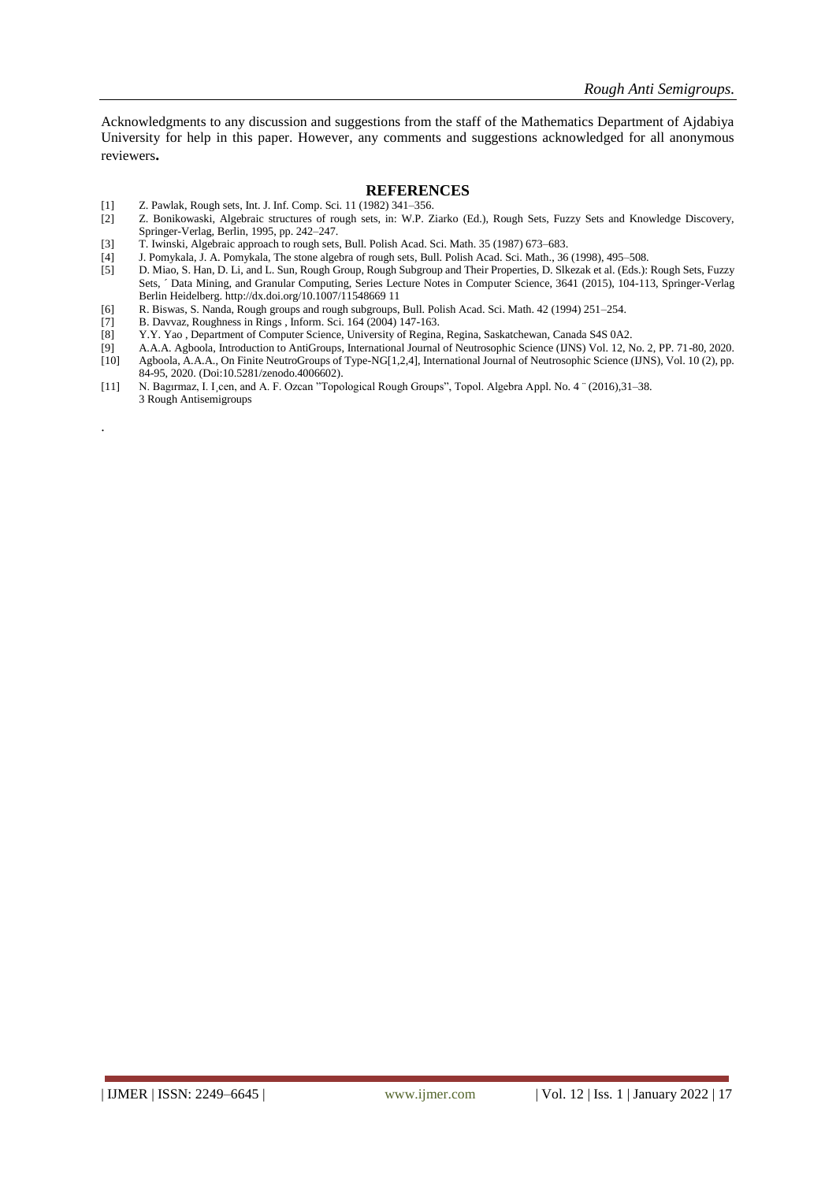Acknowledgments to any discussion and suggestions from the staff of the Mathematics Department of Ajdabiya University for help in this paper. However, any comments and suggestions acknowledged for all anonymous reviewers**.**

## REFERENCES

[1] Z. Pawlak, Rough sets, Int. J. Inf. Comp. Sci. 11 (1982) 341–356.

[2] Z. Bonikowaski, Algebraic structures of rough sets, in: W.P. Ziarko (Ed.), Rough Sets, Fuzzy Sets and Knowledge Discovery, Springer-Verlag, Berlin, 1995, pp. 242–247.

[3] T. Iwinski, Algebraic approach to rough sets, Bull. Polish Acad. Sci. Math. 35 (1987) 673–683.

[4] J. Pomykala, J. A. Pomykala, The stone algebra of rough sets, Bull. Polish Acad. Sci. Math., 36 (1998), 495–508.

[5] D. Miao, S. Han, D. Li, and L. Sun, Rough Group, Rough Subgroup and Their Properties, D. Slkezak et al. (Eds.): Rough Sets, Fuzzy Sets, ´ Data Mining, and Granular Computing, Series Lecture Notes in Computer Science, 3641 (2015), 104-113, Springer-Verlag Berlin Heidelberg. http://dx.doi.org/10.1007/11548669 11

[6] R. Biswas, S. Nanda, Rough groups and rough subgroups, Bull. Polish Acad. Sci. Math. 42 (1994) 251–254.

[7] B. Davvaz, Roughness in Rings , Inform. Sci. 164 (2004) 147-163.

[8] Y.Y. Yao , Department of Computer Science, University of Regina, Regina, Saskatchewan, Canada S4S 0A2.

[9] A.A.A. Agboola, Introduction to AntiGroups, International Journal of Neutrosophic Science (IJNS) Vol. 12, No. 2, PP. 71-80, 2020.

[10] Agboola, A.A.A., On Finite NeutroGroups of Type-NG[1,2,4], International Journal of Neutrosophic Science (IJNS), Vol. 10 (2), pp. 84-95, 2020. (Doi:10.5281/zenodo.4006602).

[11] N. Bagırmaz, I. I˛cen, and A. F. Ozcan "Topological Rough Groups", Topol. Algebra Appl. No. 4 ¨ (2016),31–38. 3 Rough Antisemigroups

.